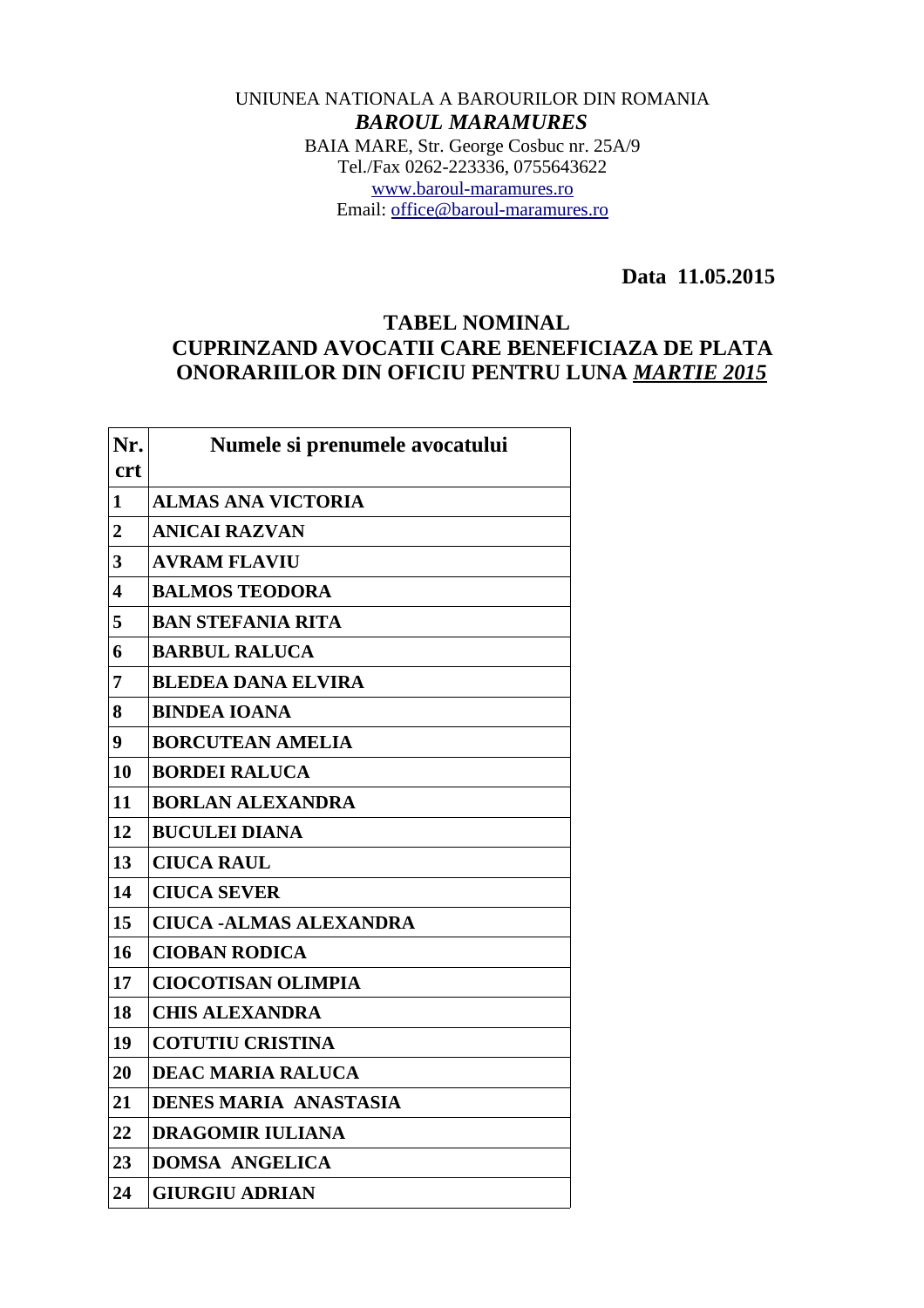UNIUNEA NATIONALA A BAROURILOR DIN ROMANIA

***BAROUL MARAMURES***

BAIA MARE, Str. George Cosbuc nr. 25A/9

Tel./Fax 0262-223336, 0755643622

www.baroul-maramures.ro

Email: office@baroul-maramures.ro

**Data 11.05.2015**

## TABEL NOMINAL
## CUPRINZAND AVOCATII CARE BENEFICIAZA DE PLATA ONORARIILOR DIN OFICIU PENTRU LUNA *MARTIE 2015*

| Nr. crt | Numele si prenumele avocatului |
|---|---|
| 1 | ALMAS ANA VICTORIA |
| 2 | ANICAI RAZVAN |
| 3 | AVRAM FLAVIU |
| 4 | BALMOS TEODORA |
| 5 | BAN STEFANIA RITA |
| 6 | BARBUL RALUCA |
| 7 | BLEDEA DANA ELVIRA |
| 8 | BINDEA IOANA |
| 9 | BORCUTEAN AMELIA |
| 10 | BORDEI RALUCA |
| 11 | BORLAN ALEXANDRA |
| 12 | BUCULEI DIANA |
| 13 | CIUCA RAUL |
| 14 | CIUCA SEVER |
| 15 | CIUCA -ALMAS ALEXANDRA |
| 16 | CIOBAN RODICA |
| 17 | CIOCOTISAN OLIMPIA |
| 18 | CHIS ALEXANDRA |
| 19 | COTUTIU CRISTINA |
| 20 | DEAC MARIA RALUCA |
| 21 | DENES MARIA ANASTASIA |
| 22 | DRAGOMIR IULIANA |
| 23 | DOMSA ANGELICA |
| 24 | GIURGIU ADRIAN |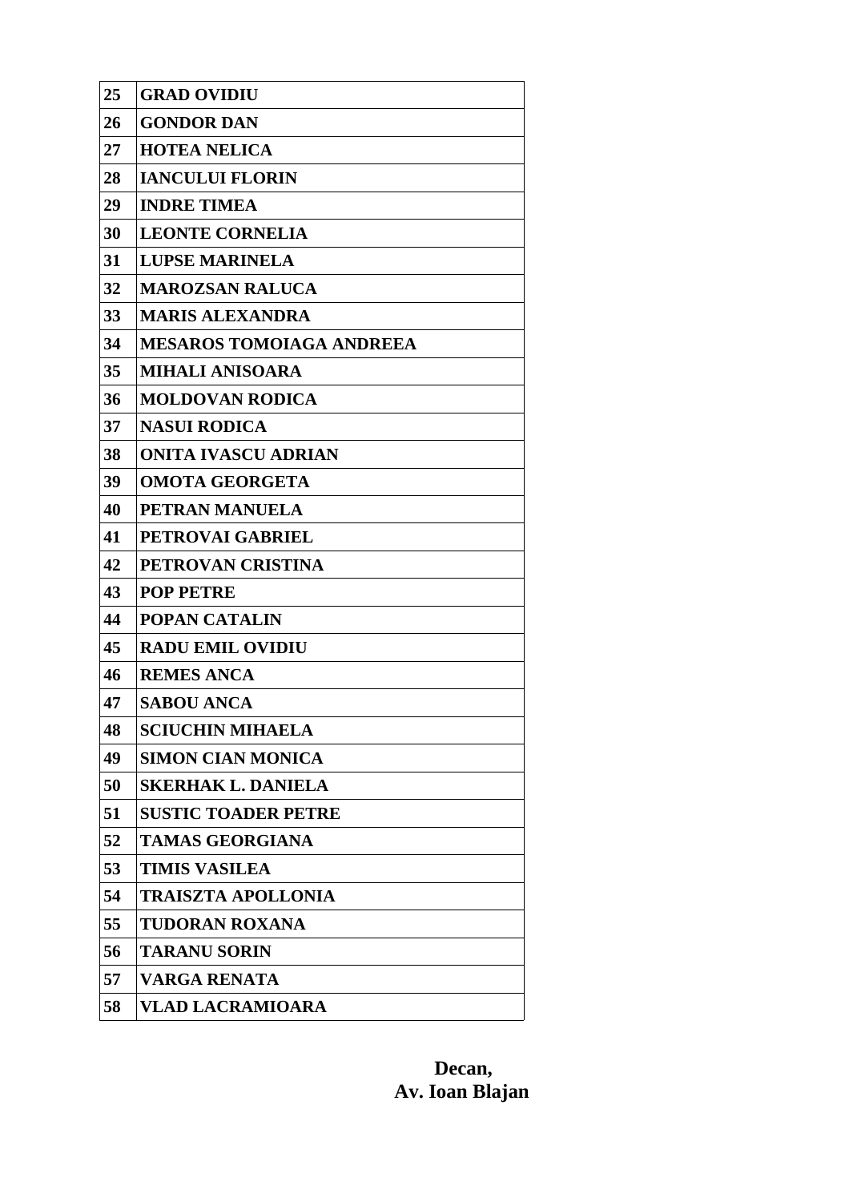| | |
|---|---|
| **25** | **GRAD OVIDIU** |
| **26** | **GONDOR DAN** |
| **27** | **HOTEA NELICA** |
| **28** | **IANCULUI FLORIN** |
| **29** | **INDRE TIMEA** |
| **30** | **LEONTE CORNELIA** |
| **31** | **LUPSE MARINELA** |
| **32** | **MAROZSAN RALUCA** |
| **33** | **MARIS ALEXANDRA** |
| **34** | **MESAROS TOMOIAGA ANDREEA** |
| **35** | **MIHALI ANISOARA** |
| **36** | **MOLDOVAN RODICA** |
| **37** | **NASUI RODICA** |
| **38** | **ONITA IVASCU ADRIAN** |
| **39** | **OMOTA GEORGETA** |
| **40** | **PETRAN MANUELA** |
| **41** | **PETROVAI GABRIEL** |
| **42** | **PETROVAN CRISTINA** |
| **43** | **POP PETRE** |
| **44** | **POPAN CATALIN** |
| **45** | **RADU EMIL OVIDIU** |
| **46** | **REMES ANCA** |
| **47** | **SABOU ANCA** |
| **48** | **SCIUCHIN MIHAELA** |
| **49** | **SIMON CIAN MONICA** |
| **50** | **SKERHAK L. DANIELA** |
| **51** | **SUSTIC TOADER PETRE** |
| **52** | **TAMAS GEORGIANA** |
| **53** | **TIMIS VASILEA** |
| **54** | **TRAISZTA APOLLONIA** |
| **55** | **TUDORAN ROXANA** |
| **56** | **TARANU SORIN** |
| **57** | **VARGA RENATA** |
| **58** | **VLAD LACRAMIOARA** |

**Decan,**
**Av. Ioan Blajan**